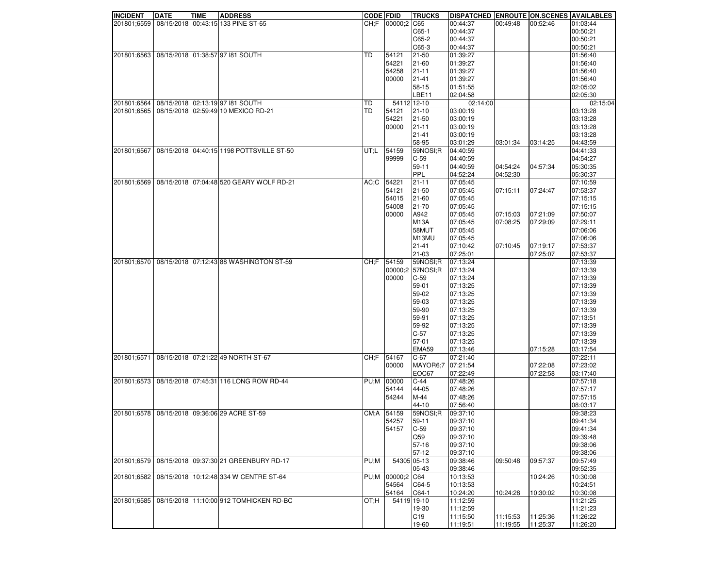| INCIDENT | DATE | TIME | ADDRESS | CODE | FDID | TRUCKS | DISPATCHED | ENROUTE | ON.SCENES | AVAILABLES |
|---|---|---|---|---|---|---|---|---|---|---|
| 201801;6559 | 08/15/2018 | 00:43:15 | 133 PINE ST-65 | CH;F | 00000;2 | C65 | 00:44:37 | 00:49:48 | 00:52:46 | 01:03:44 |
| | | | | | | C65-1 | 00:44:37 | | | 00:50:21 |
| | | | | | | C65-2 | 00:44:37 | | | 00:50:21 |
| | | | | | | C65-3 | 00:44:37 | | | 00:50:21 |
| 201801;6563 | 08/15/2018 | 01:38:57 | 97 I81 SOUTH | TD | 54121 | 21-50 | 01:39:27 | | | 01:56:40 |
| | | | | | 54221 | 21-60 | 01:39:27 | | | 01:56:40 |
| | | | | | 54258 | 21-11 | 01:39:27 | | | 01:56:40 |
| | | | | | 00000 | 21-41 | 01:39:27 | | | 01:56:40 |
| | | | | | | 58-15 | 01:51:55 | | | 02:05:02 |
| | | | | | | LBE11 | 02:04:58 | | | 02:05:30 |
| 201801;6564 | 08/15/2018 | 02:13:19 | 97 I81 SOUTH | TD | 54112 | 12-10 | 02:14:00 | | | 02:15:04 |
| 201801;6565 | 08/15/2018 | 02:59:49 | 10 MEXICO RD-21 | TD | 54121 | 21-10 | 03:00:19 | | | 03:13:28 |
| | | | | | 54221 | 21-50 | 03:00:19 | | | 03:13:28 |
| | | | | | 00000 | 21-11 | 03:00:19 | | | 03:13:28 |
| | | | | | | 21-41 | 03:00:19 | | | 03:13:28 |
| | | | | | | 58-95 | 03:01:29 | 03:01:34 | 03:14:25 | 04:43:59 |
| 201801;6567 | 08/15/2018 | 04:40:15 | 1198 POTTSVILLE ST-50 | UT;L | 54159 | 59NOSI;R | 04:40:59 | | | 04:41:33 |
| | | | | | 99999 | C-59 | 04:40:59 | 04:54:24 | 04:57:34 | 04:54:27 |
| | | | | | | 59-11 | 04:40:59 | | | 05:30:35 |
| | | | | | | PPL | 04:52:24 | 04:52:30 | | 05:30:37 |
| 201801;6569 | 08/15/2018 | 07:04:48 | 520 GEARY WOLF RD-21 | AC;C | 54221 | 21-11 | 07:05:45 | | | 07:10:59 |
| | | | | | 54121 | 21-50 | 07:05:45 | 07:15:11 | 07:24:47 | 07:53:37 |
| | | | | | 54015 | 21-60 | 07:05:45 | | | 07:15:15 |
| | | | | | 54008 | 21-70 | 07:05:45 | | | 07:15:15 |
| | | | | | 00000 | A942 | 07:05:45 | 07:15:03 | 07:21:09 | 07:50:07 |
| | | | | | | M13A | 07:05:45 | 07:08:25 | 07:29:09 | 07:29:11 |
| | | | | | | 58MUT | 07:05:45 | | | 07:06:06 |
| | | | | | | M13MU | 07:05:45 | | | 07:06:06 |
| | | | | | | 21-41 | 07:10:42 | 07:10:45 | 07:19:17 | 07:53:37 |
| | | | | | | 21-03 | 07:25:01 | | 07:25:07 | 07:53:37 |
| 201801;6570 | 08/15/2018 | 07:12:43 | 88 WASHINGTON ST-59 | CH;F | 54159 | 59NOSI;R | 07:13:24 | | | 07:13:39 |
| | | | | | 00000;2 | 57NOSI;R | 07:13:24 | | | 07:13:39 |
| | | | | | 00000 | C-59 | 07:13:24 | | | 07:13:39 |
| | | | | | | 59-01 | 07:13:25 | | | 07:13:39 |
| | | | | | | 59-02 | 07:13:25 | | | 07:13:39 |
| | | | | | | 59-03 | 07:13:25 | | | 07:13:39 |
| | | | | | | 59-90 | 07:13:25 | | | 07:13:39 |
| | | | | | | 59-91 | 07:13:25 | | | 07:13:51 |
| | | | | | | 59-92 | 07:13:25 | | | 07:13:39 |
| | | | | | | C-57 | 07:13:25 | | | 07:13:39 |
| | | | | | | 57-01 | 07:13:25 | | | 07:13:39 |
| | | | | | | EMA59 | 07:13:46 | | 07:15:28 | 03:17:54 |
| 201801;6571 | 08/15/2018 | 07:21:22 | 49 NORTH ST-67 | CH;F | 54167 | C-67 | 07:21:40 | | | 07:22:11 |
| | | | | | 00000 | MAYOR6;7 | 07:21:54 | | 07:22:08 | 07:23:02 |
| | | | | | | EOC67 | 07:22:49 | | 07:22:58 | 03:17:40 |
| 201801;6573 | 08/15/2018 | 07:45:31 | 116 LONG ROW RD-44 | PU;M | 00000 | C-44 | 07:48:26 | | | 07:57:18 |
| | | | | | 54144 | 44-05 | 07:48:26 | | | 07:57:17 |
| | | | | | 54244 | M-44 | 07:48:26 | | | 07:57:15 |
| | | | | | | 44-10 | 07:56:40 | | | 08:03:17 |
| 201801;6578 | 08/15/2018 | 09:36:06 | 29 ACRE ST-59 | CM;A | 54159 | 59NOSI;R | 09:37:10 | | | 09:38:23 |
| | | | | | 54257 | 59-11 | 09:37:10 | | | 09:41:34 |
| | | | | | 54157 | C-59 | 09:37:10 | | | 09:41:34 |
| | | | | | | Q59 | 09:37:10 | | | 09:39:48 |
| | | | | | | 57-16 | 09:37:10 | | | 09:38:06 |
| | | | | | | 57-12 | 09:37:10 | | | 09:38:06 |
| 201801;6579 | 08/15/2018 | 09:37:30 | 21 GREENBURY RD-17 | PU;M | 54305 | 05-13 | 09:38:46 | 09:50:48 | 09:57:37 | 09:57:49 |
| | | | | | | 05-43 | 09:38:46 | | | 09:52:35 |
| 201801;6582 | 08/15/2018 | 10:12:48 | 334 W CENTRE ST-64 | PU;M | 00000;2 | C64 | 10:13:53 | | 10:24:26 | 10:30:08 |
| | | | | | 54564 | C64-5 | 10:13:53 | | | 10:24:51 |
| | | | | | 54164 | C64-1 | 10:24:20 | 10:24:28 | 10:30:02 | 10:30:08 |
| 201801;6585 | 08/15/2018 | 11:10:00 | 912 TOMHICKEN RD-BC | OT;H | 54119 | 19-10 | 11:12:59 | | | 11:21:25 |
| | | | | | | 19-30 | 11:12:59 | | | 11:21:23 |
| | | | | | | C19 | 11:15:50 | 11:15:53 | 11:25:36 | 11:26:22 |
| | | | | | | 19-60 | 11:19:51 | 11:19:55 | 11:25:37 | 11:26:20 |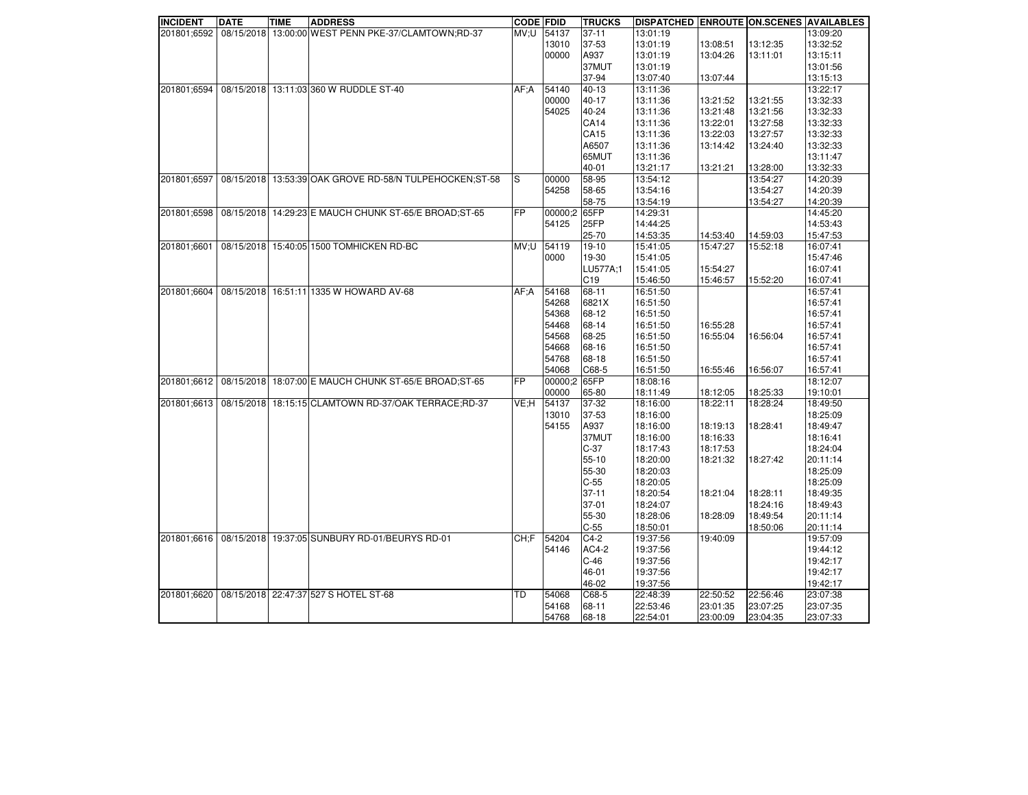| INCIDENT | DATE | TIME | ADDRESS | CODE | FDID | TRUCKS | DISPATCHED | ENROUTE | ON.SCENES | AVAILABLES |
|---|---|---|---|---|---|---|---|---|---|---|
| 201801;6592 | 08/15/2018 | 13:00:00 | WEST PENN PKE-37/CLAMTOWN;RD-37 | MV;U | 54137 | 37-11 | 13:01:19 | | | 13:09:20 |
| | | | | | 13010 | 37-53 | 13:01:19 | 13:08:51 | 13:12:35 | 13:32:52 |
| | | | | | 00000 | A937 | 13:01:19 | 13:04:26 | 13:11:01 | 13:15:11 |
| | | | | | | 37MUT | 13:01:19 | | | 13:01:56 |
| | | | | | | 37-94 | 13:07:40 | 13:07:44 | | 13:15:13 |
| 201801;6594 | 08/15/2018 | 13:11:03 | 360 W RUDDLE ST-40 | AF;A | 54140 | 40-13 | 13:11:36 | | | 13:22:17 |
| | | | | | 00000 | 40-17 | 13:11:36 | 13:21:52 | 13:21:55 | 13:32:33 |
| | | | | | 54025 | 40-24 | 13:11:36 | 13:21:48 | 13:21:56 | 13:32:33 |
| | | | | | | CA14 | 13:11:36 | 13:22:01 | 13:27:58 | 13:32:33 |
| | | | | | | CA15 | 13:11:36 | 13:22:03 | 13:27:57 | 13:32:33 |
| | | | | | | A6507 | 13:11:36 | 13:14:42 | 13:24:40 | 13:32:33 |
| | | | | | | 65MUT | 13:11:36 | | | 13:11:47 |
| | | | | | | 40-01 | 13:21:17 | 13:21:21 | 13:28:00 | 13:32:33 |
| 201801;6597 | 08/15/2018 | 13:53:39 | OAK GROVE RD-58/N TULPEHOCKEN;ST-58 | S | 00000 | 58-95 | 13:54:12 | | 13:54:27 | 14:20:39 |
| | | | | | 54258 | 58-65 | 13:54:16 | | 13:54:27 | 14:20:39 |
| | | | | | | 58-75 | 13:54:19 | | 13:54:27 | 14:20:39 |
| 201801;6598 | 08/15/2018 | 14:29:23 | E MAUCH CHUNK ST-65/E BROAD;ST-65 | FP | 00000;2 | 65FP | 14:29:31 | | | 14:45:20 |
| | | | | | 54125 | 25FP | 14:44:25 | | | 14:53:43 |
| | | | | | | 25-70 | 14:53:35 | 14:53:40 | 14:59:03 | 15:47:53 |
| 201801;6601 | 08/15/2018 | 15:40:05 | 1500 TOMHICKEN RD-BC | MV;U | 54119 | 19-10 | 15:41:05 | 15:47:27 | 15:52:18 | 16:07:41 |
| | | | | | 0000 | 19-30 | 15:41:05 | | | 15:47:46 |
| | | | | | | LU577A;1 | 15:41:05 | 15:54:27 | | 16:07:41 |
| | | | | | | C19 | 15:46:50 | 15:46:57 | 15:52:20 | 16:07:41 |
| 201801;6604 | 08/15/2018 | 16:51:11 | 1335 W HOWARD AV-68 | AF;A | 54168 | 68-11 | 16:51:50 | | | 16:57:41 |
| | | | | | 54268 | 6821X | 16:51:50 | | | 16:57:41 |
| | | | | | 54368 | 68-12 | 16:51:50 | | | 16:57:41 |
| | | | | | 54468 | 68-14 | 16:51:50 | 16:55:28 | | 16:57:41 |
| | | | | | 54568 | 68-25 | 16:51:50 | 16:55:04 | 16:56:04 | 16:57:41 |
| | | | | | 54668 | 68-16 | 16:51:50 | | | 16:57:41 |
| | | | | | 54768 | 68-18 | 16:51:50 | | | 16:57:41 |
| | | | | | 54068 | C68-5 | 16:51:50 | 16:55:46 | 16:56:07 | 16:57:41 |
| 201801;6612 | 08/15/2018 | 18:07:00 | E MAUCH CHUNK ST-65/E BROAD;ST-65 | FP | 00000;2 | 65FP | 18:08:16 | | | 18:12:07 |
| | | | | | 00000 | 65-80 | 18:11:49 | 18:12:05 | 18:25:33 | 19:10:01 |
| 201801;6613 | 08/15/2018 | 18:15:15 | CLAMTOWN RD-37/OAK TERRACE;RD-37 | VE;H | 54137 | 37-32 | 18:16:00 | 18:22:11 | 18:28:24 | 18:49:50 |
| | | | | | 13010 | 37-53 | 18:16:00 | | | 18:25:09 |
| | | | | | 54155 | A937 | 18:16:00 | 18:19:13 | 18:28:41 | 18:49:47 |
| | | | | | | 37MUT | 18:16:00 | 18:16:33 | | 18:16:41 |
| | | | | | | C-37 | 18:17:43 | 18:17:53 | | 18:24:04 |
| | | | | | | 55-10 | 18:20:00 | 18:21:32 | 18:27:42 | 20:11:14 |
| | | | | | | 55-30 | 18:20:03 | | | 18:25:09 |
| | | | | | | C-55 | 18:20:05 | | | 18:25:09 |
| | | | | | | 37-11 | 18:20:54 | 18:21:04 | 18:28:11 | 18:49:35 |
| | | | | | | 37-01 | 18:24:07 | | 18:24:16 | 18:49:43 |
| | | | | | | 55-30 | 18:28:06 | 18:28:09 | 18:49:54 | 20:11:14 |
| | | | | | | C-55 | 18:50:01 | | 18:50:06 | 20:11:14 |
| 201801;6616 | 08/15/2018 | 19:37:05 | SUNBURY RD-01/BEURYS RD-01 | CH;F | 54204 | C4-2 | 19:37:56 | 19:40:09 | | 19:57:09 |
| | | | | | 54146 | AC4-2 | 19:37:56 | | | 19:44:12 |
| | | | | | | C-46 | 19:37:56 | | | 19:42:17 |
| | | | | | | 46-01 | 19:37:56 | | | 19:42:17 |
| | | | | | | 46-02 | 19:37:56 | | | 19:42:17 |
| 201801;6620 | 08/15/2018 | 22:47:37 | 527 S HOTEL ST-68 | TD | 54068 | C68-5 | 22:48:39 | 22:50:52 | 22:56:46 | 23:07:38 |
| | | | | | 54168 | 68-11 | 22:53:46 | 23:01:35 | 23:07:25 | 23:07:35 |
| | | | | | 54768 | 68-18 | 22:54:01 | 23:00:09 | 23:04:35 | 23:07:33 |